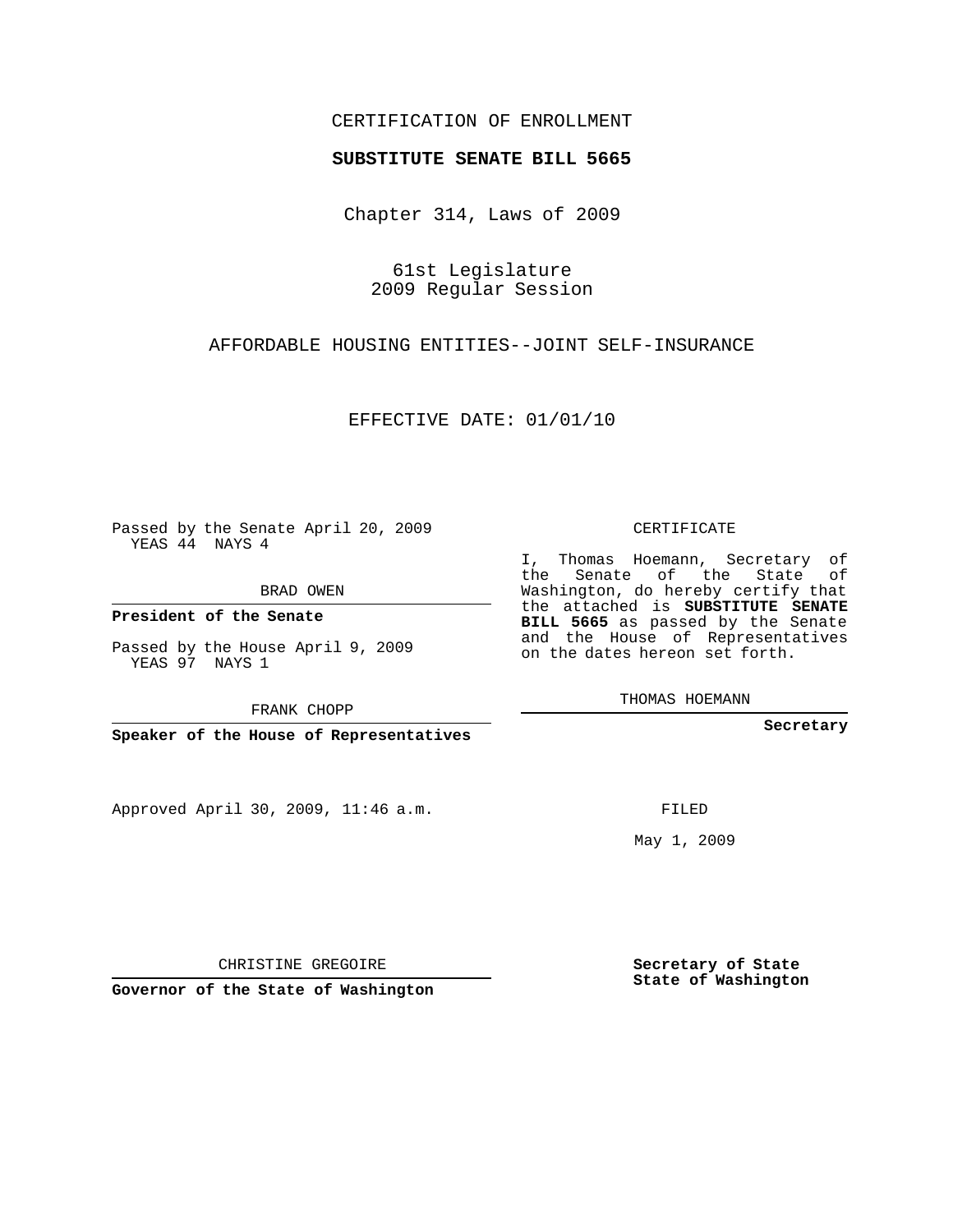CERTIFICATION OF ENROLLMENT

**SUBSTITUTE SENATE BILL 5665**

Chapter 314, Laws of 2009

61st Legislature
2009 Regular Session

AFFORDABLE HOUSING ENTITIES--JOINT SELF-INSURANCE

EFFECTIVE DATE: 01/01/10

Passed by the Senate April 20, 2009
YEAS 44 NAYS 4

BRAD OWEN

**President of the Senate**

Passed by the House April 9, 2009
YEAS 97 NAYS 1

FRANK CHOPP

**Speaker of the House of Representatives**

CERTIFICATE

I, Thomas Hoemann, Secretary of the Senate of the State of Washington, do hereby certify that the attached is **SUBSTITUTE SENATE BILL 5665** as passed by the Senate and the House of Representatives on the dates hereon set forth.

THOMAS HOEMANN

**Secretary**

Approved April 30, 2009, 11:46 a.m.

FILED

May 1, 2009

CHRISTINE GREGOIRE

**Governor of the State of Washington**

**Secretary of State**
**State of Washington**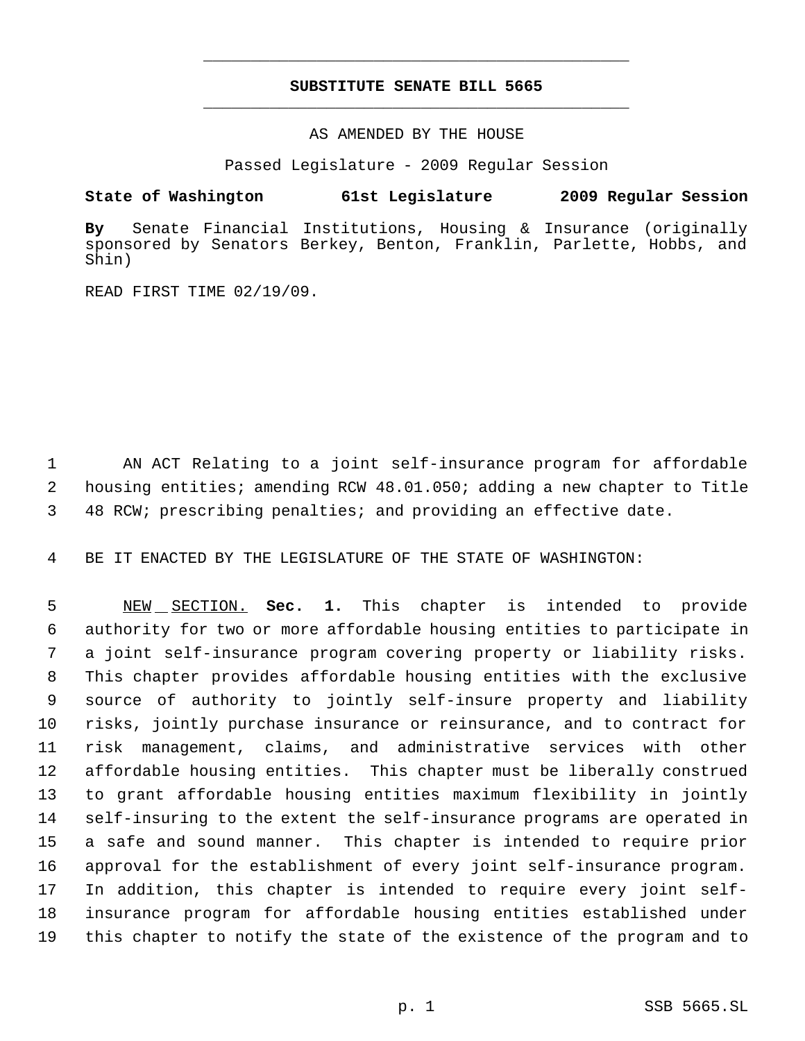# SUBSTITUTE SENATE BILL 5665

AS AMENDED BY THE HOUSE

Passed Legislature - 2009 Regular Session

**State of Washington 61st Legislature 2009 Regular Session**

**By** Senate Financial Institutions, Housing & Insurance (originally sponsored by Senators Berkey, Benton, Franklin, Parlette, Hobbs, and Shin)

READ FIRST TIME 02/19/09.

AN ACT Relating to a joint self-insurance program for affordable housing entities; amending RCW 48.01.050; adding a new chapter to Title 48 RCW; prescribing penalties; and providing an effective date.

BE IT ENACTED BY THE LEGISLATURE OF THE STATE OF WASHINGTON:

NEW SECTION. **Sec. 1.** This chapter is intended to provide authority for two or more affordable housing entities to participate in a joint self-insurance program covering property or liability risks. This chapter provides affordable housing entities with the exclusive source of authority to jointly self-insure property and liability risks, jointly purchase insurance or reinsurance, and to contract for risk management, claims, and administrative services with other affordable housing entities. This chapter must be liberally construed to grant affordable housing entities maximum flexibility in jointly self-insuring to the extent the self-insurance programs are operated in a safe and sound manner. This chapter is intended to require prior approval for the establishment of every joint self-insurance program. In addition, this chapter is intended to require every joint self-insurance program for affordable housing entities established under this chapter to notify the state of the existence of the program and to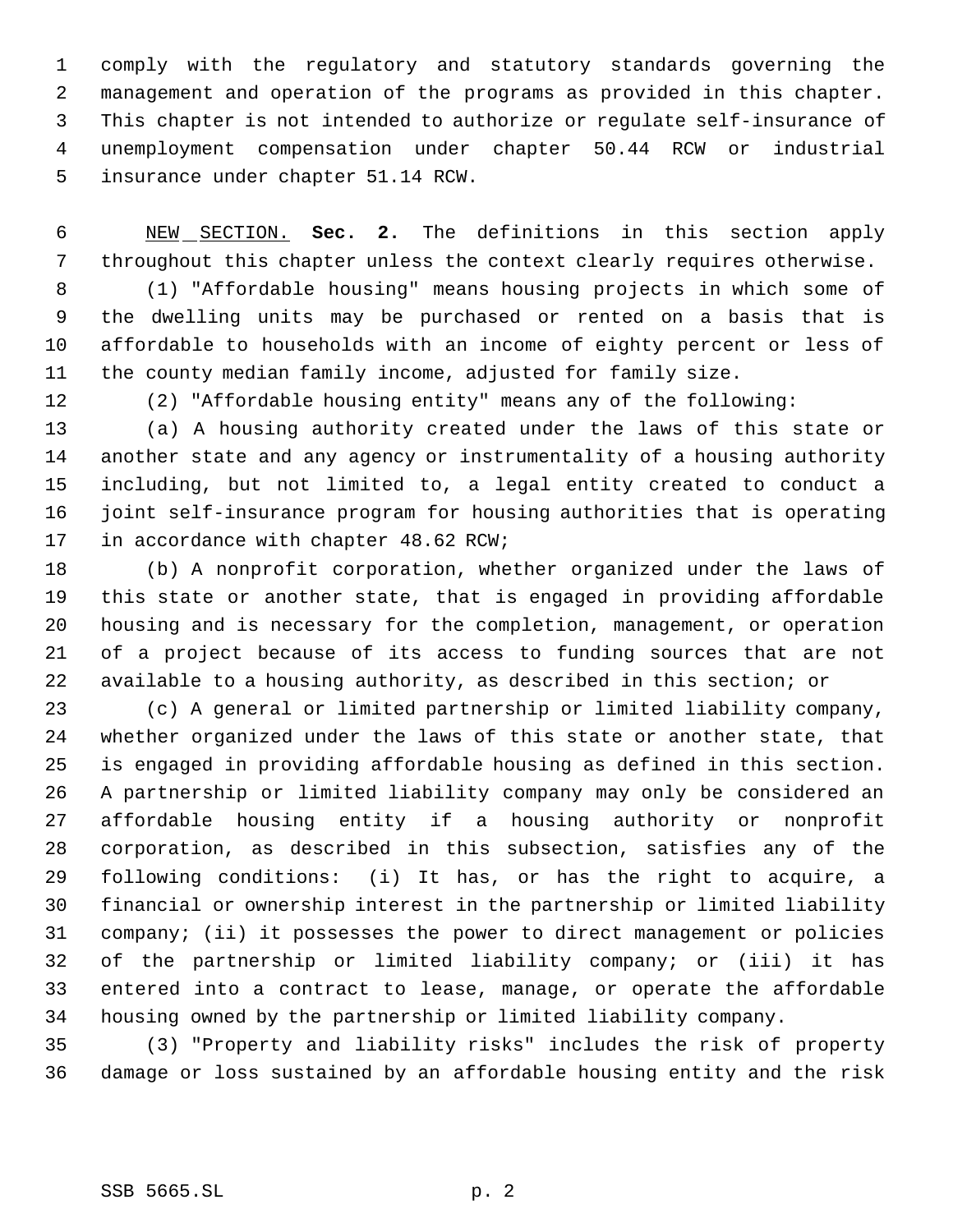comply with the regulatory and statutory standards governing the management and operation of the programs as provided in this chapter. This chapter is not intended to authorize or regulate self-insurance of unemployment compensation under chapter 50.44 RCW or industrial insurance under chapter 51.14 RCW.

NEW SECTION. **Sec. 2.** The definitions in this section apply throughout this chapter unless the context clearly requires otherwise.

(1) "Affordable housing" means housing projects in which some of the dwelling units may be purchased or rented on a basis that is affordable to households with an income of eighty percent or less of the county median family income, adjusted for family size.

(2) "Affordable housing entity" means any of the following:

(a) A housing authority created under the laws of this state or another state and any agency or instrumentality of a housing authority including, but not limited to, a legal entity created to conduct a joint self-insurance program for housing authorities that is operating in accordance with chapter 48.62 RCW;

(b) A nonprofit corporation, whether organized under the laws of this state or another state, that is engaged in providing affordable housing and is necessary for the completion, management, or operation of a project because of its access to funding sources that are not available to a housing authority, as described in this section; or

(c) A general or limited partnership or limited liability company, whether organized under the laws of this state or another state, that is engaged in providing affordable housing as defined in this section. A partnership or limited liability company may only be considered an affordable housing entity if a housing authority or nonprofit corporation, as described in this subsection, satisfies any of the following conditions: (i) It has, or has the right to acquire, a financial or ownership interest in the partnership or limited liability company; (ii) it possesses the power to direct management or policies of the partnership or limited liability company; or (iii) it has entered into a contract to lease, manage, or operate the affordable housing owned by the partnership or limited liability company.

(3) "Property and liability risks" includes the risk of property damage or loss sustained by an affordable housing entity and the risk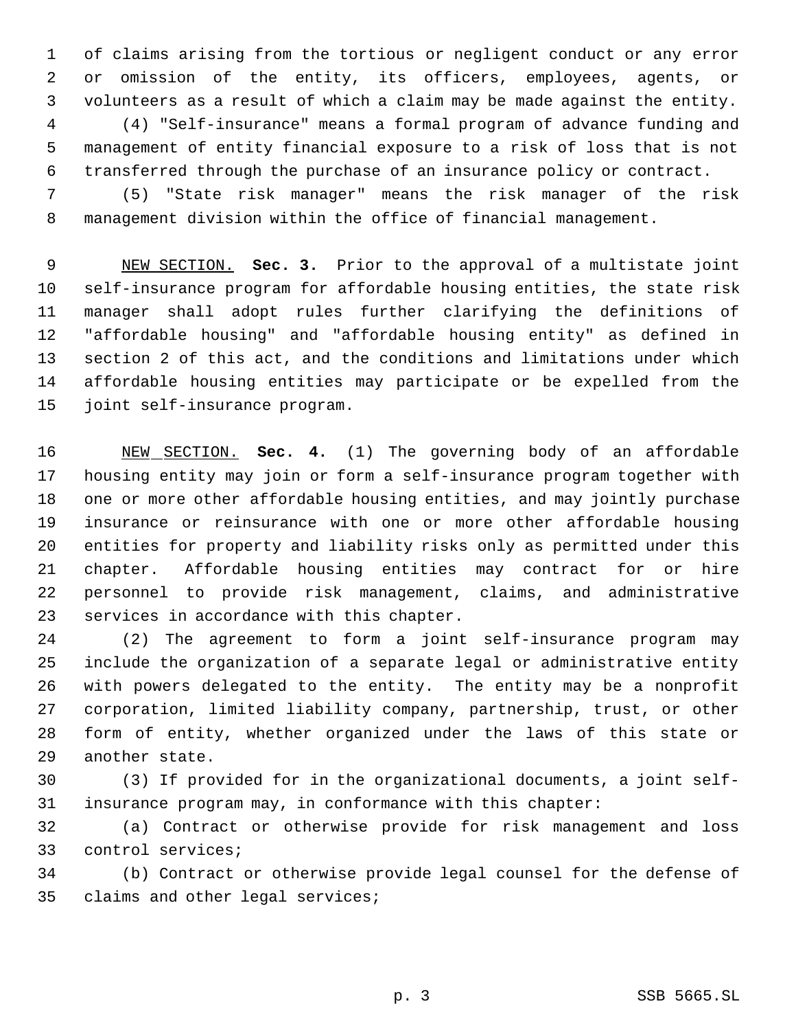of claims arising from the tortious or negligent conduct or any error or omission of the entity, its officers, employees, agents, or volunteers as a result of which a claim may be made against the entity.

(4) "Self-insurance" means a formal program of advance funding and management of entity financial exposure to a risk of loss that is not transferred through the purchase of an insurance policy or contract.

(5) "State risk manager" means the risk manager of the risk management division within the office of financial management.

NEW SECTION. **Sec. 3.** Prior to the approval of a multistate joint self-insurance program for affordable housing entities, the state risk manager shall adopt rules further clarifying the definitions of "affordable housing" and "affordable housing entity" as defined in section 2 of this act, and the conditions and limitations under which affordable housing entities may participate or be expelled from the joint self-insurance program.

NEW SECTION. **Sec. 4.** (1) The governing body of an affordable housing entity may join or form a self-insurance program together with one or more other affordable housing entities, and may jointly purchase insurance or reinsurance with one or more other affordable housing entities for property and liability risks only as permitted under this chapter. Affordable housing entities may contract for or hire personnel to provide risk management, claims, and administrative services in accordance with this chapter.

(2) The agreement to form a joint self-insurance program may include the organization of a separate legal or administrative entity with powers delegated to the entity. The entity may be a nonprofit corporation, limited liability company, partnership, trust, or other form of entity, whether organized under the laws of this state or another state.

(3) If provided for in the organizational documents, a joint self-insurance program may, in conformance with this chapter:

(a) Contract or otherwise provide for risk management and loss control services;

(b) Contract or otherwise provide legal counsel for the defense of claims and other legal services;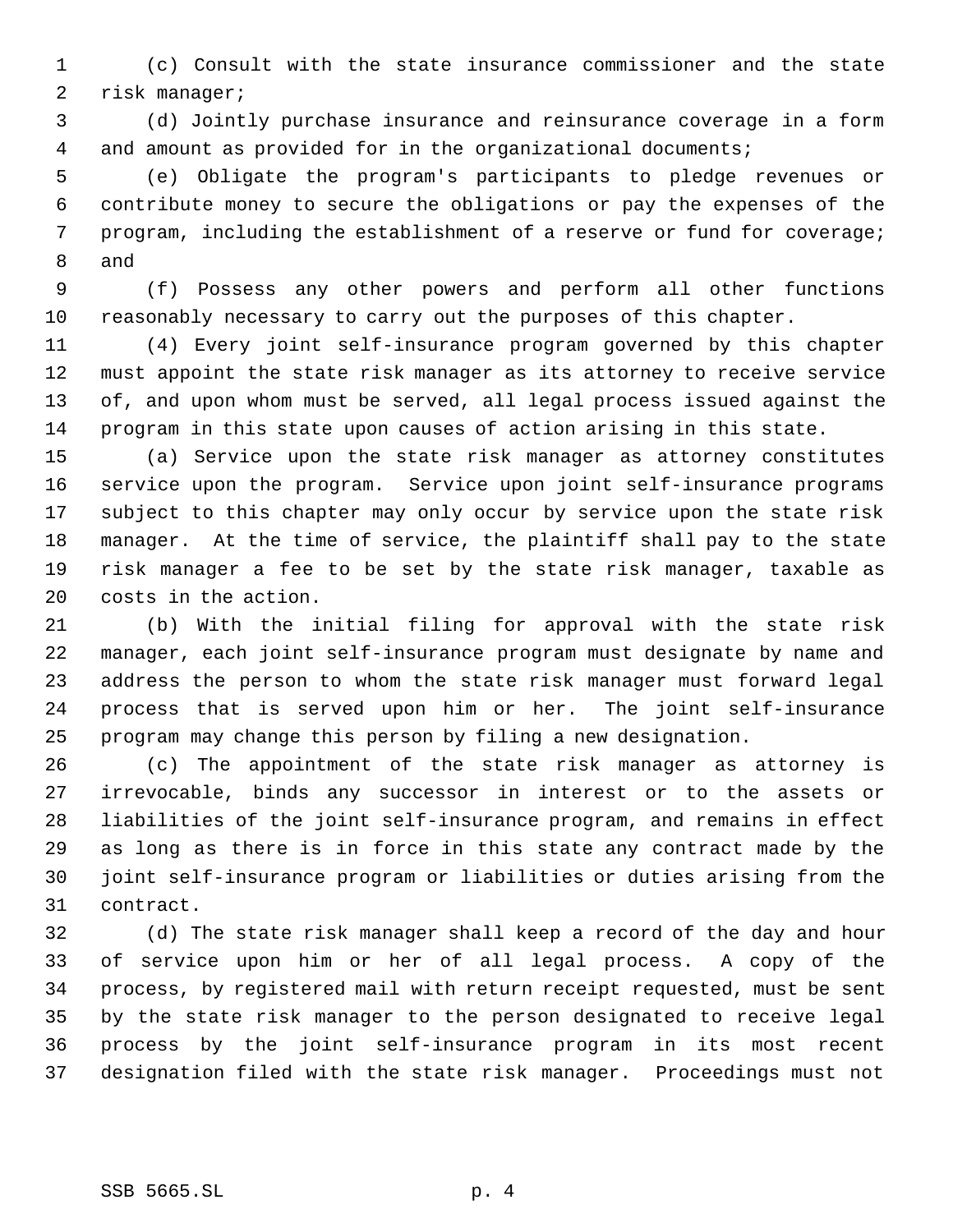(c) Consult with the state insurance commissioner and the state risk manager;

(d) Jointly purchase insurance and reinsurance coverage in a form and amount as provided for in the organizational documents;

(e) Obligate the program's participants to pledge revenues or contribute money to secure the obligations or pay the expenses of the program, including the establishment of a reserve or fund for coverage; and

(f) Possess any other powers and perform all other functions reasonably necessary to carry out the purposes of this chapter.

(4) Every joint self-insurance program governed by this chapter must appoint the state risk manager as its attorney to receive service of, and upon whom must be served, all legal process issued against the program in this state upon causes of action arising in this state.

(a) Service upon the state risk manager as attorney constitutes service upon the program. Service upon joint self-insurance programs subject to this chapter may only occur by service upon the state risk manager. At the time of service, the plaintiff shall pay to the state risk manager a fee to be set by the state risk manager, taxable as costs in the action.

(b) With the initial filing for approval with the state risk manager, each joint self-insurance program must designate by name and address the person to whom the state risk manager must forward legal process that is served upon him or her. The joint self-insurance program may change this person by filing a new designation.

(c) The appointment of the state risk manager as attorney is irrevocable, binds any successor in interest or to the assets or liabilities of the joint self-insurance program, and remains in effect as long as there is in force in this state any contract made by the joint self-insurance program or liabilities or duties arising from the contract.

(d) The state risk manager shall keep a record of the day and hour of service upon him or her of all legal process. A copy of the process, by registered mail with return receipt requested, must be sent by the state risk manager to the person designated to receive legal process by the joint self-insurance program in its most recent designation filed with the state risk manager. Proceedings must not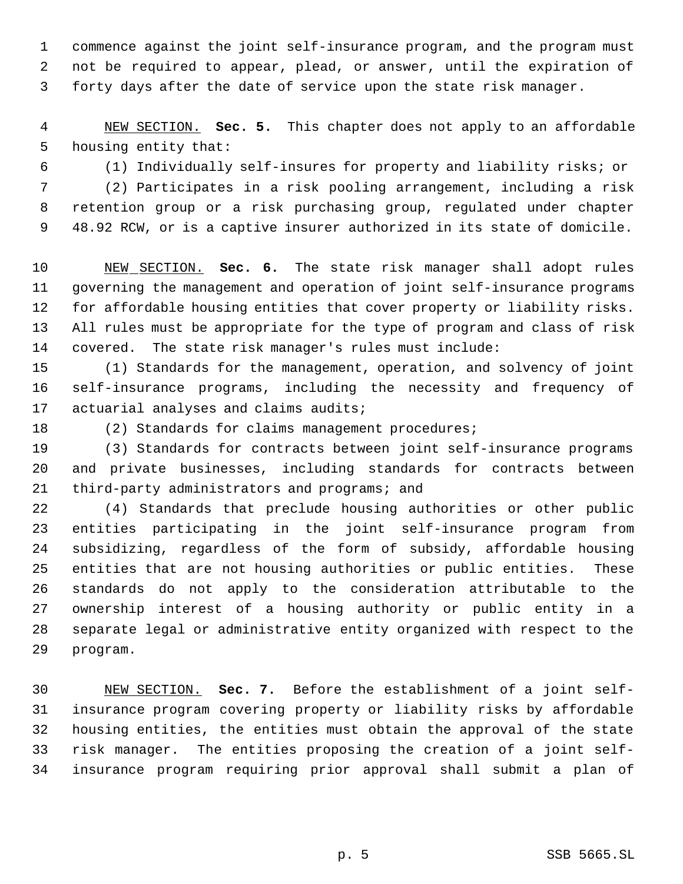commence against the joint self-insurance program, and the program must not be required to appear, plead, or answer, until the expiration of forty days after the date of service upon the state risk manager.

NEW SECTION. **Sec. 5.** This chapter does not apply to an affordable housing entity that:

(1) Individually self-insures for property and liability risks; or

(2) Participates in a risk pooling arrangement, including a risk retention group or a risk purchasing group, regulated under chapter 48.92 RCW, or is a captive insurer authorized in its state of domicile.

NEW SECTION. **Sec. 6.** The state risk manager shall adopt rules governing the management and operation of joint self-insurance programs for affordable housing entities that cover property or liability risks. All rules must be appropriate for the type of program and class of risk covered. The state risk manager's rules must include:

(1) Standards for the management, operation, and solvency of joint self-insurance programs, including the necessity and frequency of actuarial analyses and claims audits;

(2) Standards for claims management procedures;

(3) Standards for contracts between joint self-insurance programs and private businesses, including standards for contracts between third-party administrators and programs; and

(4) Standards that preclude housing authorities or other public entities participating in the joint self-insurance program from subsidizing, regardless of the form of subsidy, affordable housing entities that are not housing authorities or public entities. These standards do not apply to the consideration attributable to the ownership interest of a housing authority or public entity in a separate legal or administrative entity organized with respect to the program.

NEW SECTION. **Sec. 7.** Before the establishment of a joint self-insurance program covering property or liability risks by affordable housing entities, the entities must obtain the approval of the state risk manager. The entities proposing the creation of a joint self-insurance program requiring prior approval shall submit a plan of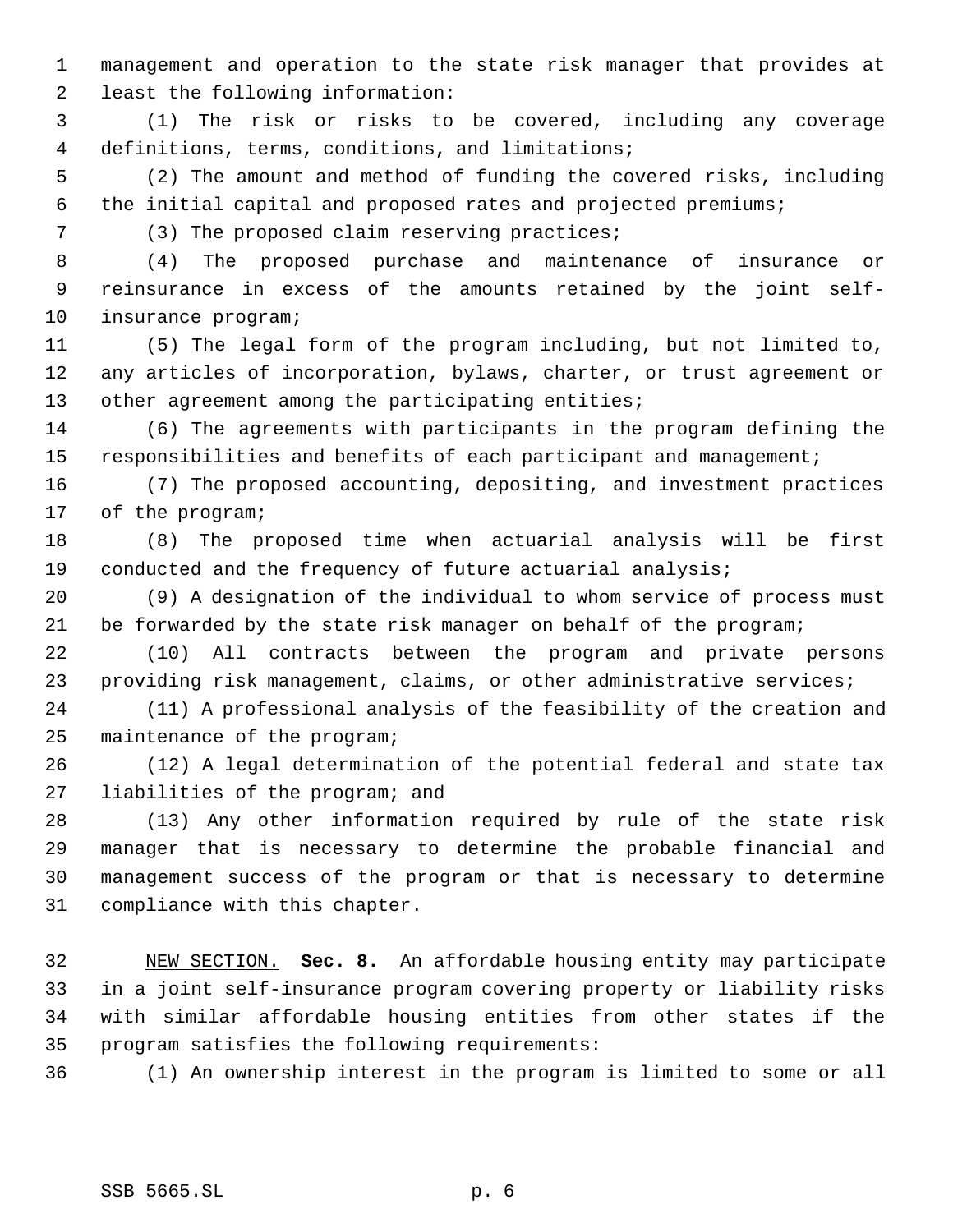management and operation to the state risk manager that provides at least the following information:

(1) The risk or risks to be covered, including any coverage definitions, terms, conditions, and limitations;

(2) The amount and method of funding the covered risks, including the initial capital and proposed rates and projected premiums;

(3) The proposed claim reserving practices;

(4) The proposed purchase and maintenance of insurance or reinsurance in excess of the amounts retained by the joint self-insurance program;

(5) The legal form of the program including, but not limited to, any articles of incorporation, bylaws, charter, or trust agreement or other agreement among the participating entities;

(6) The agreements with participants in the program defining the responsibilities and benefits of each participant and management;

(7) The proposed accounting, depositing, and investment practices of the program;

(8) The proposed time when actuarial analysis will be first conducted and the frequency of future actuarial analysis;

(9) A designation of the individual to whom service of process must be forwarded by the state risk manager on behalf of the program;

(10) All contracts between the program and private persons providing risk management, claims, or other administrative services;

(11) A professional analysis of the feasibility of the creation and maintenance of the program;

(12) A legal determination of the potential federal and state tax liabilities of the program; and

(13) Any other information required by rule of the state risk manager that is necessary to determine the probable financial and management success of the program or that is necessary to determine compliance with this chapter.

NEW SECTION. **Sec. 8.** An affordable housing entity may participate in a joint self-insurance program covering property or liability risks with similar affordable housing entities from other states if the program satisfies the following requirements:

(1) An ownership interest in the program is limited to some or all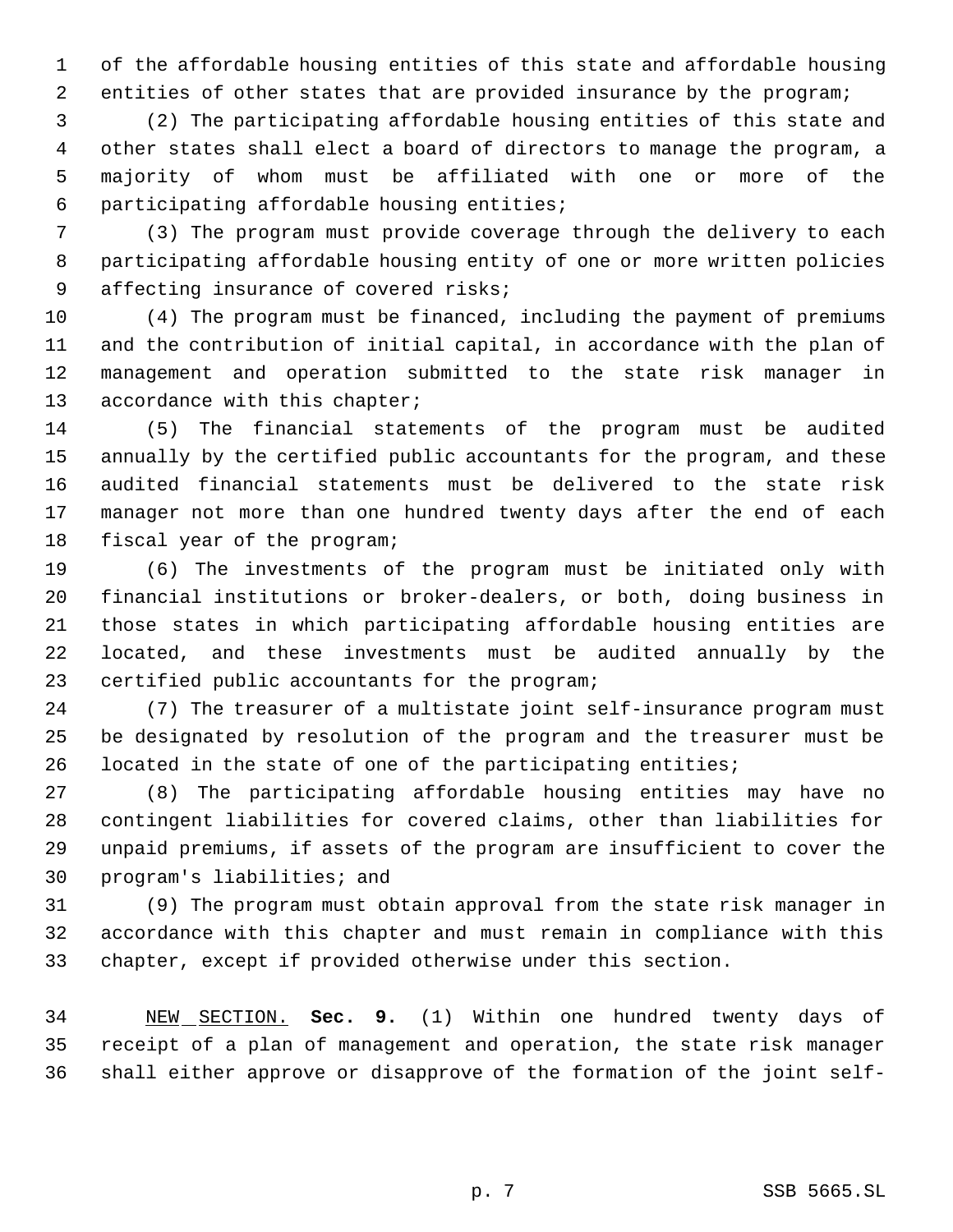of the affordable housing entities of this state and affordable housing entities of other states that are provided insurance by the program;

(2) The participating affordable housing entities of this state and other states shall elect a board of directors to manage the program, a majority of whom must be affiliated with one or more of the participating affordable housing entities;

(3) The program must provide coverage through the delivery to each participating affordable housing entity of one or more written policies affecting insurance of covered risks;

(4) The program must be financed, including the payment of premiums and the contribution of initial capital, in accordance with the plan of management and operation submitted to the state risk manager in accordance with this chapter;

(5) The financial statements of the program must be audited annually by the certified public accountants for the program, and these audited financial statements must be delivered to the state risk manager not more than one hundred twenty days after the end of each fiscal year of the program;

(6) The investments of the program must be initiated only with financial institutions or broker-dealers, or both, doing business in those states in which participating affordable housing entities are located, and these investments must be audited annually by the certified public accountants for the program;

(7) The treasurer of a multistate joint self-insurance program must be designated by resolution of the program and the treasurer must be located in the state of one of the participating entities;

(8) The participating affordable housing entities may have no contingent liabilities for covered claims, other than liabilities for unpaid premiums, if assets of the program are insufficient to cover the program's liabilities; and

(9) The program must obtain approval from the state risk manager in accordance with this chapter and must remain in compliance with this chapter, except if provided otherwise under this section.

NEW SECTION. **Sec. 9.** (1) Within one hundred twenty days of receipt of a plan of management and operation, the state risk manager shall either approve or disapprove of the formation of the joint self-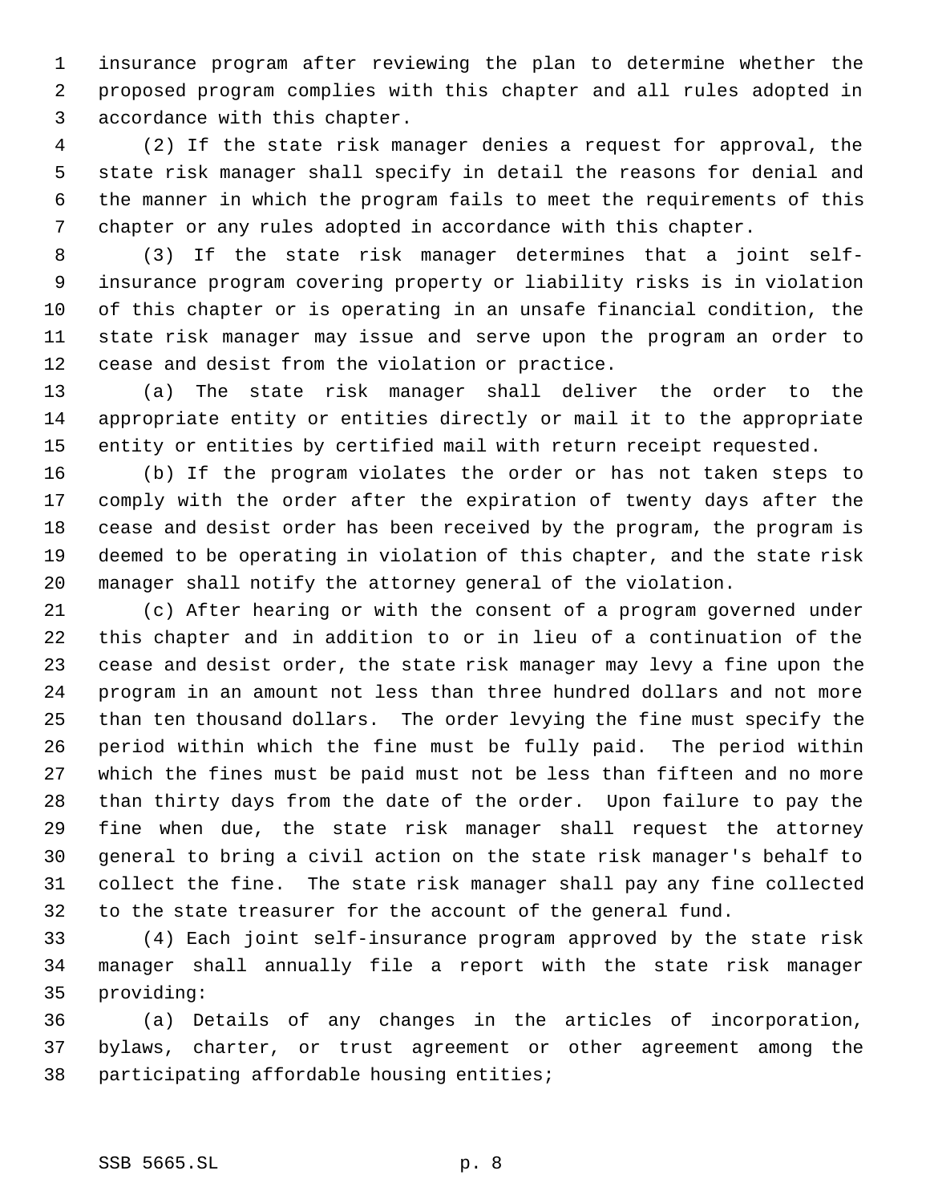insurance program after reviewing the plan to determine whether the proposed program complies with this chapter and all rules adopted in accordance with this chapter.

(2) If the state risk manager denies a request for approval, the state risk manager shall specify in detail the reasons for denial and the manner in which the program fails to meet the requirements of this chapter or any rules adopted in accordance with this chapter.

(3) If the state risk manager determines that a joint self-insurance program covering property or liability risks is in violation of this chapter or is operating in an unsafe financial condition, the state risk manager may issue and serve upon the program an order to cease and desist from the violation or practice.

(a) The state risk manager shall deliver the order to the appropriate entity or entities directly or mail it to the appropriate entity or entities by certified mail with return receipt requested.

(b) If the program violates the order or has not taken steps to comply with the order after the expiration of twenty days after the cease and desist order has been received by the program, the program is deemed to be operating in violation of this chapter, and the state risk manager shall notify the attorney general of the violation.

(c) After hearing or with the consent of a program governed under this chapter and in addition to or in lieu of a continuation of the cease and desist order, the state risk manager may levy a fine upon the program in an amount not less than three hundred dollars and not more than ten thousand dollars. The order levying the fine must specify the period within which the fine must be fully paid. The period within which the fines must be paid must not be less than fifteen and no more than thirty days from the date of the order. Upon failure to pay the fine when due, the state risk manager shall request the attorney general to bring a civil action on the state risk manager's behalf to collect the fine. The state risk manager shall pay any fine collected to the state treasurer for the account of the general fund.

(4) Each joint self-insurance program approved by the state risk manager shall annually file a report with the state risk manager providing:

(a) Details of any changes in the articles of incorporation, bylaws, charter, or trust agreement or other agreement among the participating affordable housing entities;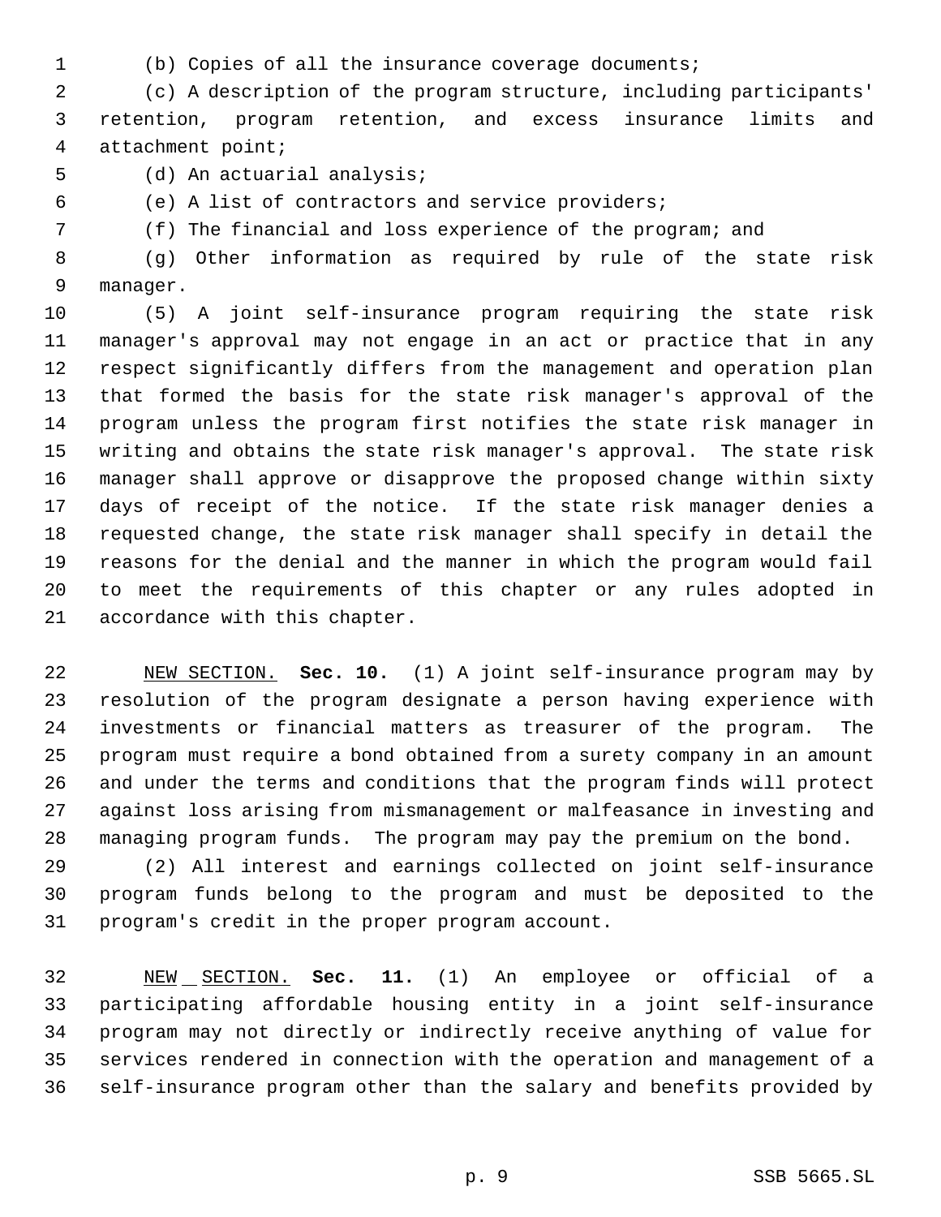(b) Copies of all the insurance coverage documents;

(c) A description of the program structure, including participants' retention, program retention, and excess insurance limits and attachment point;

(d) An actuarial analysis;

(e) A list of contractors and service providers;

(f) The financial and loss experience of the program; and

(g) Other information as required by rule of the state risk manager.

(5) A joint self-insurance program requiring the state risk manager's approval may not engage in an act or practice that in any respect significantly differs from the management and operation plan that formed the basis for the state risk manager's approval of the program unless the program first notifies the state risk manager in writing and obtains the state risk manager's approval. The state risk manager shall approve or disapprove the proposed change within sixty days of receipt of the notice. If the state risk manager denies a requested change, the state risk manager shall specify in detail the reasons for the denial and the manner in which the program would fail to meet the requirements of this chapter or any rules adopted in accordance with this chapter.

NEW SECTION. **Sec. 10.** (1) A joint self-insurance program may by resolution of the program designate a person having experience with investments or financial matters as treasurer of the program. The program must require a bond obtained from a surety company in an amount and under the terms and conditions that the program finds will protect against loss arising from mismanagement or malfeasance in investing and managing program funds. The program may pay the premium on the bond.

(2) All interest and earnings collected on joint self-insurance program funds belong to the program and must be deposited to the program's credit in the proper program account.

NEW SECTION. **Sec. 11.** (1) An employee or official of a participating affordable housing entity in a joint self-insurance program may not directly or indirectly receive anything of value for services rendered in connection with the operation and management of a self-insurance program other than the salary and benefits provided by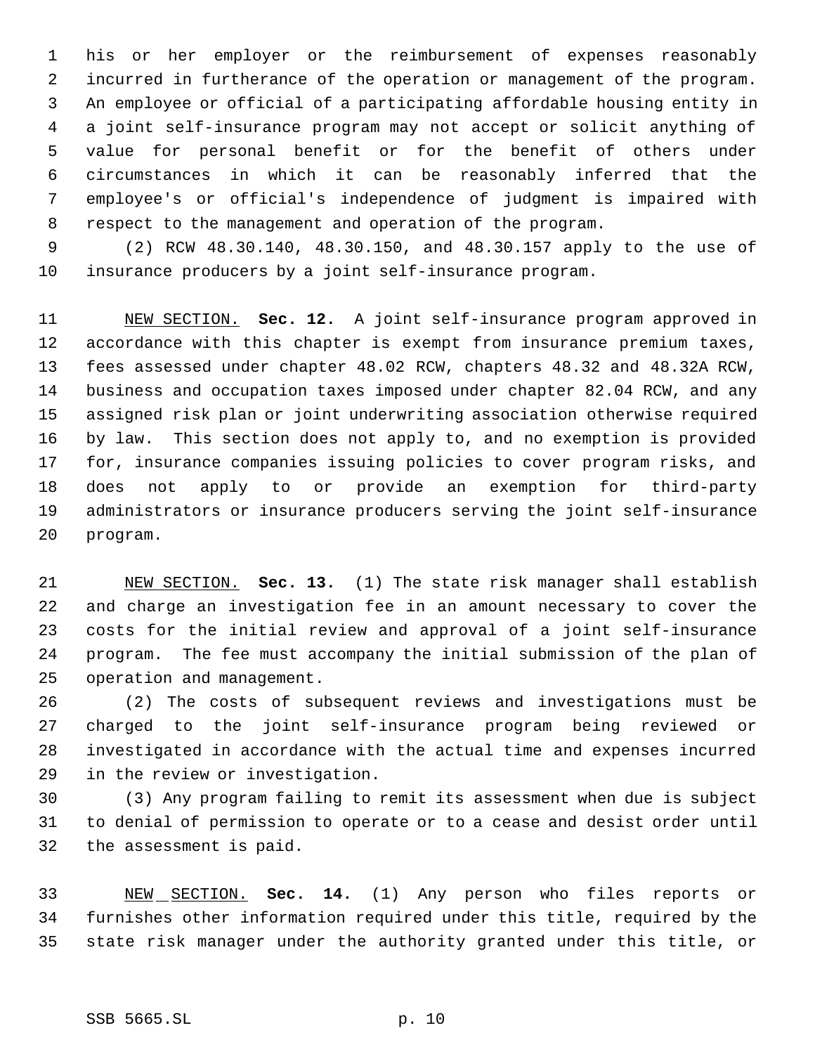his or her employer or the reimbursement of expenses reasonably incurred in furtherance of the operation or management of the program. An employee or official of a participating affordable housing entity in a joint self-insurance program may not accept or solicit anything of value for personal benefit or for the benefit of others under circumstances in which it can be reasonably inferred that the employee's or official's independence of judgment is impaired with respect to the management and operation of the program.

(2) RCW 48.30.140, 48.30.150, and 48.30.157 apply to the use of insurance producers by a joint self-insurance program.

NEW SECTION. **Sec. 12.** A joint self-insurance program approved in accordance with this chapter is exempt from insurance premium taxes, fees assessed under chapter 48.02 RCW, chapters 48.32 and 48.32A RCW, business and occupation taxes imposed under chapter 82.04 RCW, and any assigned risk plan or joint underwriting association otherwise required by law. This section does not apply to, and no exemption is provided for, insurance companies issuing policies to cover program risks, and does not apply to or provide an exemption for third-party administrators or insurance producers serving the joint self-insurance program.

NEW SECTION. **Sec. 13.** (1) The state risk manager shall establish and charge an investigation fee in an amount necessary to cover the costs for the initial review and approval of a joint self-insurance program. The fee must accompany the initial submission of the plan of operation and management.

(2) The costs of subsequent reviews and investigations must be charged to the joint self-insurance program being reviewed or investigated in accordance with the actual time and expenses incurred in the review or investigation.

(3) Any program failing to remit its assessment when due is subject to denial of permission to operate or to a cease and desist order until the assessment is paid.

NEW SECTION. **Sec. 14.** (1) Any person who files reports or furnishes other information required under this title, required by the state risk manager under the authority granted under this title, or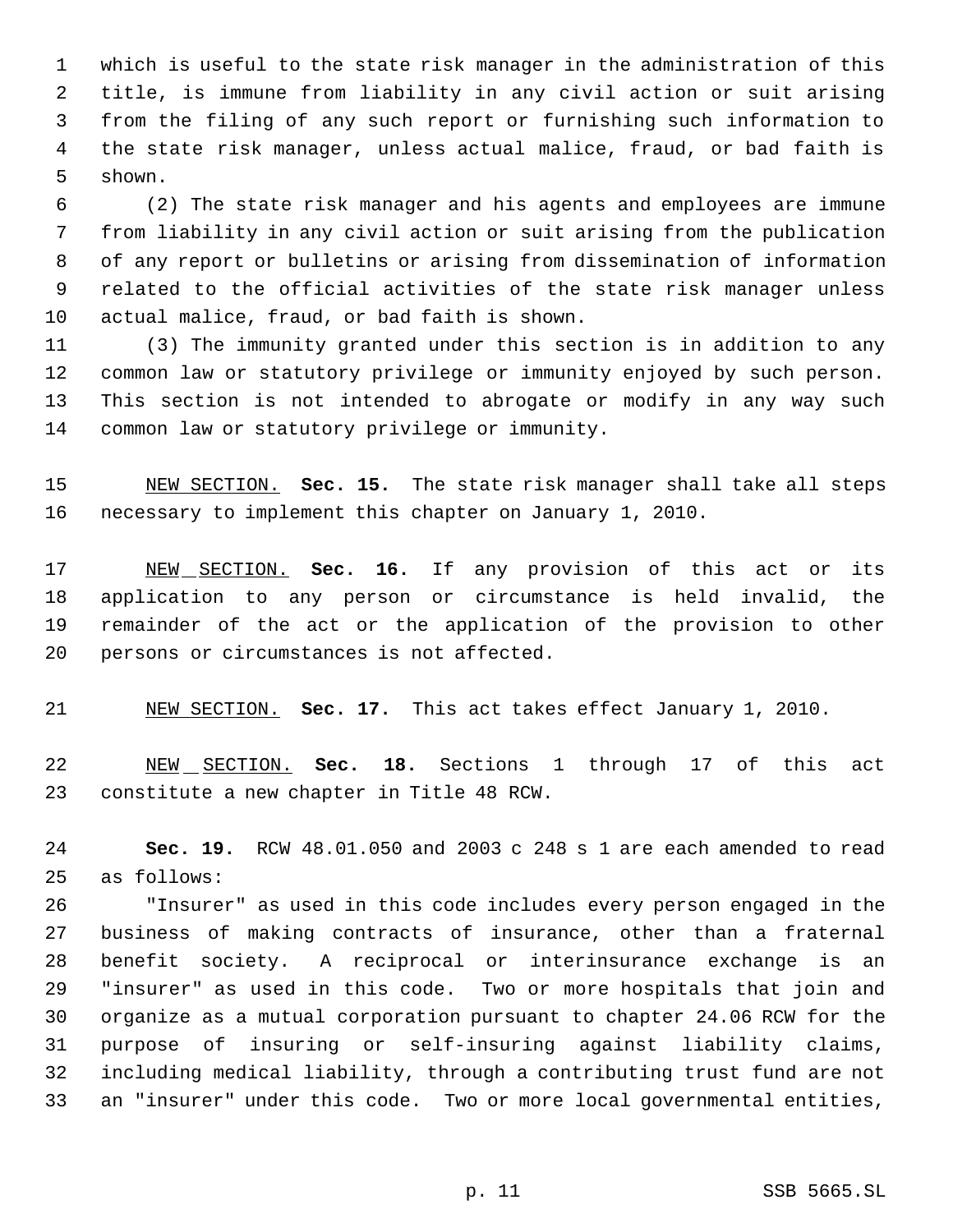which is useful to the state risk manager in the administration of this title, is immune from liability in any civil action or suit arising from the filing of any such report or furnishing such information to the state risk manager, unless actual malice, fraud, or bad faith is shown.

(2) The state risk manager and his agents and employees are immune from liability in any civil action or suit arising from the publication of any report or bulletins or arising from dissemination of information related to the official activities of the state risk manager unless actual malice, fraud, or bad faith is shown.

(3) The immunity granted under this section is in addition to any common law or statutory privilege or immunity enjoyed by such person. This section is not intended to abrogate or modify in any way such common law or statutory privilege or immunity.

NEW SECTION. **Sec. 15.** The state risk manager shall take all steps necessary to implement this chapter on January 1, 2010.

NEW SECTION. **Sec. 16.** If any provision of this act or its application to any person or circumstance is held invalid, the remainder of the act or the application of the provision to other persons or circumstances is not affected.

NEW SECTION. **Sec. 17.** This act takes effect January 1, 2010.

NEW SECTION. **Sec. 18.** Sections 1 through 17 of this act constitute a new chapter in Title 48 RCW.

**Sec. 19.** RCW 48.01.050 and 2003 c 248 s 1 are each amended to read as follows:

"Insurer" as used in this code includes every person engaged in the business of making contracts of insurance, other than a fraternal benefit society. A reciprocal or interinsurance exchange is an "insurer" as used in this code. Two or more hospitals that join and organize as a mutual corporation pursuant to chapter 24.06 RCW for the purpose of insuring or self-insuring against liability claims, including medical liability, through a contributing trust fund are not an "insurer" under this code. Two or more local governmental entities,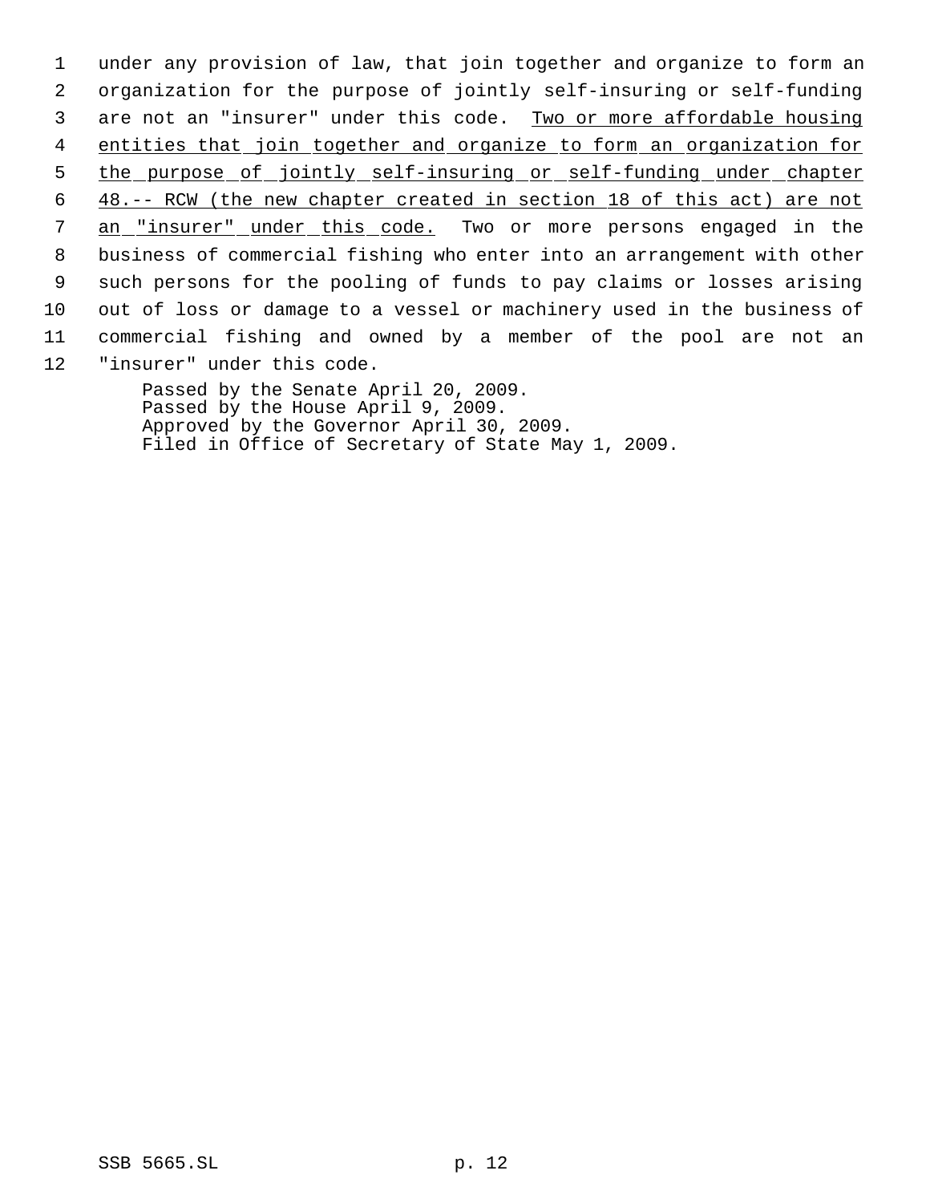under any provision of law, that join together and organize to form an organization for the purpose of jointly self-insuring or self-funding are not an "insurer" under this code. Two or more affordable housing entities that join together and organize to form an organization for the purpose of jointly self-insuring or self-funding under chapter 48.-- RCW (the new chapter created in section 18 of this act) are not an "insurer" under this code. Two or more persons engaged in the business of commercial fishing who enter into an arrangement with other such persons for the pooling of funds to pay claims or losses arising out of loss or damage to a vessel or machinery used in the business of commercial fishing and owned by a member of the pool are not an "insurer" under this code.

Passed by the Senate April 20, 2009.
Passed by the House April 9, 2009.
Approved by the Governor April 30, 2009.
Filed in Office of Secretary of State May 1, 2009.